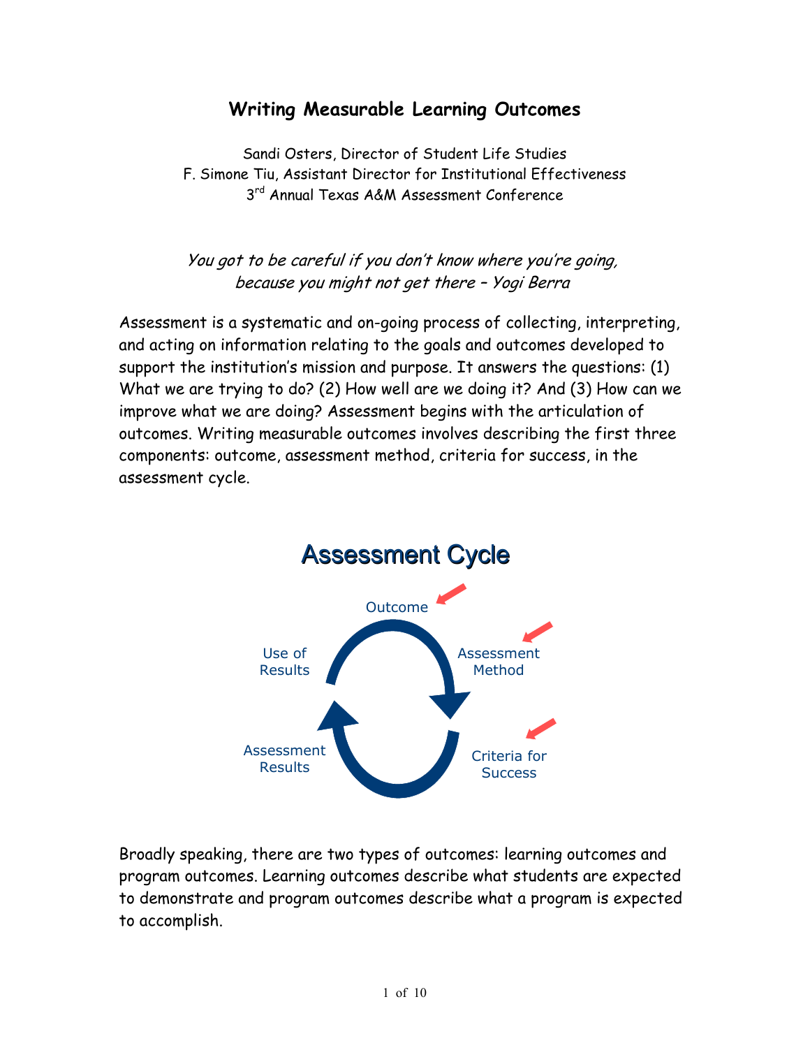# Writing Measurable Learning Outcomes

Sandi Osters, Director of Student Life Studies
F. Simone Tiu, Assistant Director for Institutional Effectiveness
3rd Annual Texas A&M Assessment Conference

*You got to be careful if you don't know where you're going, because you might not get there – Yogi Berra*

Assessment is a systematic and on-going process of collecting, interpreting, and acting on information relating to the goals and outcomes developed to support the institution's mission and purpose. It answers the questions: (1) What we are trying to do? (2) How well are we doing it? And (3) How can we improve what we are doing? Assessment begins with the articulation of outcomes. Writing measurable outcomes involves describing the first three components: outcome, assessment method, criteria for success, in the assessment cycle.

## Assessment Cycle

Outcome

Assessment Method

Criteria for Success

Assessment Results

Use of Results

Broadly speaking, there are two types of outcomes: learning outcomes and program outcomes. Learning outcomes describe what students are expected to demonstrate and program outcomes describe what a program is expected to accomplish.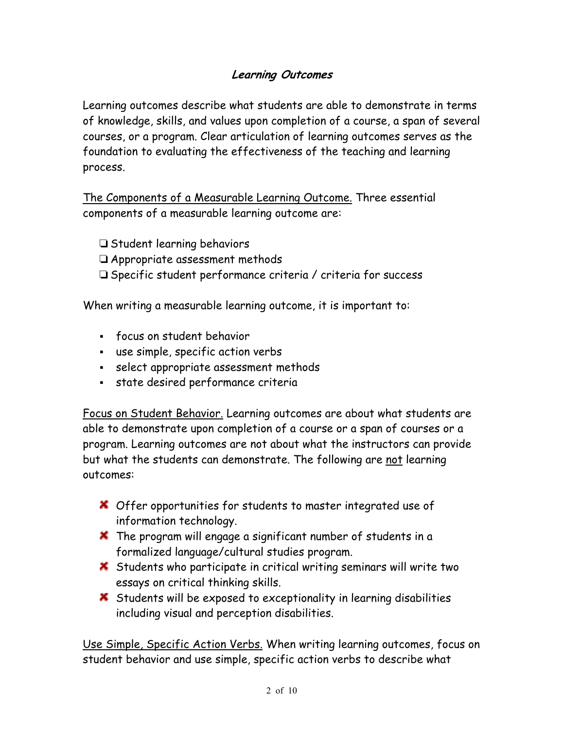## Learning Outcomes

Learning outcomes describe what students are able to demonstrate in terms of knowledge, skills, and values upon completion of a course, a span of several courses, or a program. Clear articulation of learning outcomes serves as the foundation to evaluating the effectiveness of the teaching and learning process.

The Components of a Measurable Learning Outcome. Three essential components of a measurable learning outcome are:

- ❑ Student learning behaviors
- ❑ Appropriate assessment methods
- ❑ Specific student performance criteria / criteria for success

When writing a measurable learning outcome, it is important to:

- focus on student behavior
- use simple, specific action verbs
- select appropriate assessment methods
- state desired performance criteria

Focus on Student Behavior. Learning outcomes are about what students are able to demonstrate upon completion of a course or a span of courses or a program. Learning outcomes are not about what the instructors can provide but what the students can demonstrate. The following are not learning outcomes:

- ✖ Offer opportunities for students to master integrated use of information technology.
- ✖ The program will engage a significant number of students in a formalized language/cultural studies program.
- ✖ Students who participate in critical writing seminars will write two essays on critical thinking skills.
- ✖ Students will be exposed to exceptionality in learning disabilities including visual and perception disabilities.

Use Simple, Specific Action Verbs. When writing learning outcomes, focus on student behavior and use simple, specific action verbs to describe what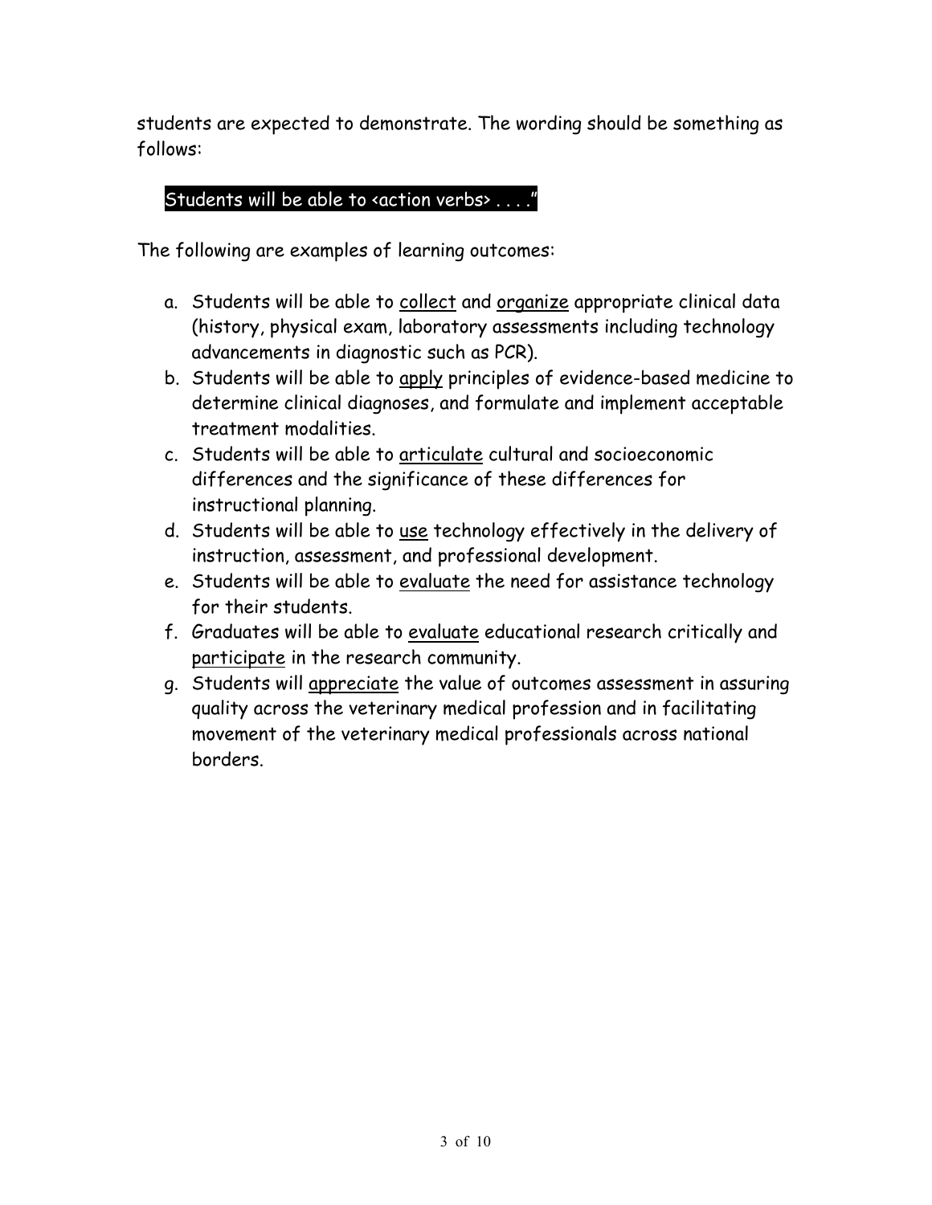students are expected to demonstrate. The wording should be something as follows:

Students will be able to <action verbs> . . . ."

The following are examples of learning outcomes:

a. Students will be able to collect and organize appropriate clinical data (history, physical exam, laboratory assessments including technology advancements in diagnostic such as PCR).
b. Students will be able to apply principles of evidence-based medicine to determine clinical diagnoses, and formulate and implement acceptable treatment modalities.
c. Students will be able to articulate cultural and socioeconomic differences and the significance of these differences for instructional planning.
d. Students will be able to use technology effectively in the delivery of instruction, assessment, and professional development.
e. Students will be able to evaluate the need for assistance technology for their students.
f. Graduates will be able to evaluate educational research critically and participate in the research community.
g. Students will appreciate the value of outcomes assessment in assuring quality across the veterinary medical profession and in facilitating movement of the veterinary medical professionals across national borders.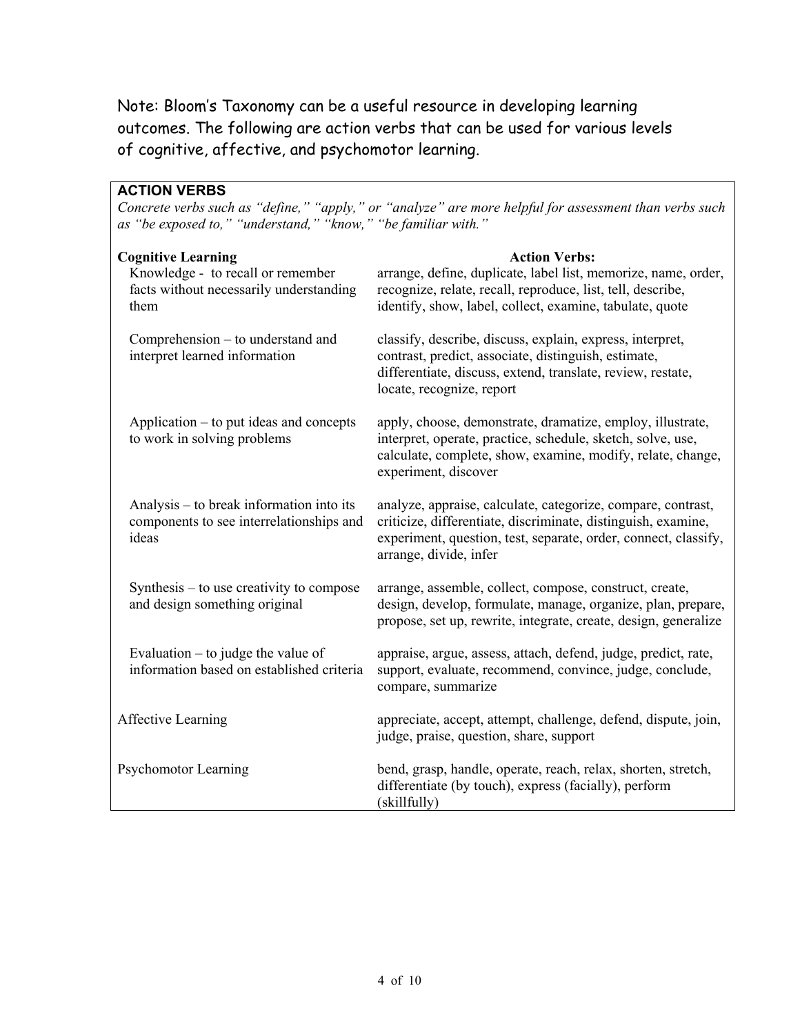Note: Bloom's Taxonomy can be a useful resource in developing learning outcomes. The following are action verbs that can be used for various levels of cognitive, affective, and psychomotor learning.

## ACTION VERBS

*Concrete verbs such as "define," "apply," or "analyze" are more helpful for assessment than verbs such as "be exposed to," "understand," "know," "be familiar with."*

| **Cognitive Learning** | **Action Verbs:** |
| --- | --- |
| Knowledge - to recall or remember facts without necessarily understanding them | arrange, define, duplicate, label list, memorize, name, order, recognize, relate, recall, reproduce, list, tell, describe, identify, show, label, collect, examine, tabulate, quote |
| Comprehension – to understand and interpret learned information | classify, describe, discuss, explain, express, interpret, contrast, predict, associate, distinguish, estimate, differentiate, discuss, extend, translate, review, restate, locate, recognize, report |
| Application – to put ideas and concepts to work in solving problems | apply, choose, demonstrate, dramatize, employ, illustrate, interpret, operate, practice, schedule, sketch, solve, use, calculate, complete, show, examine, modify, relate, change, experiment, discover |
| Analysis – to break information into its components to see interrelationships and ideas | analyze, appraise, calculate, categorize, compare, contrast, criticize, differentiate, discriminate, distinguish, examine, experiment, question, test, separate, order, connect, classify, arrange, divide, infer |
| Synthesis – to use creativity to compose and design something original | arrange, assemble, collect, compose, construct, create, design, develop, formulate, manage, organize, plan, prepare, propose, set up, rewrite, integrate, create, design, generalize |
| Evaluation – to judge the value of information based on established criteria | appraise, argue, assess, attach, defend, judge, predict, rate, support, evaluate, recommend, convince, judge, conclude, compare, summarize |
| Affective Learning | appreciate, accept, attempt, challenge, defend, dispute, join, judge, praise, question, share, support |
| Psychomotor Learning | bend, grasp, handle, operate, reach, relax, shorten, stretch, differentiate (by touch), express (facially), perform (skillfully) |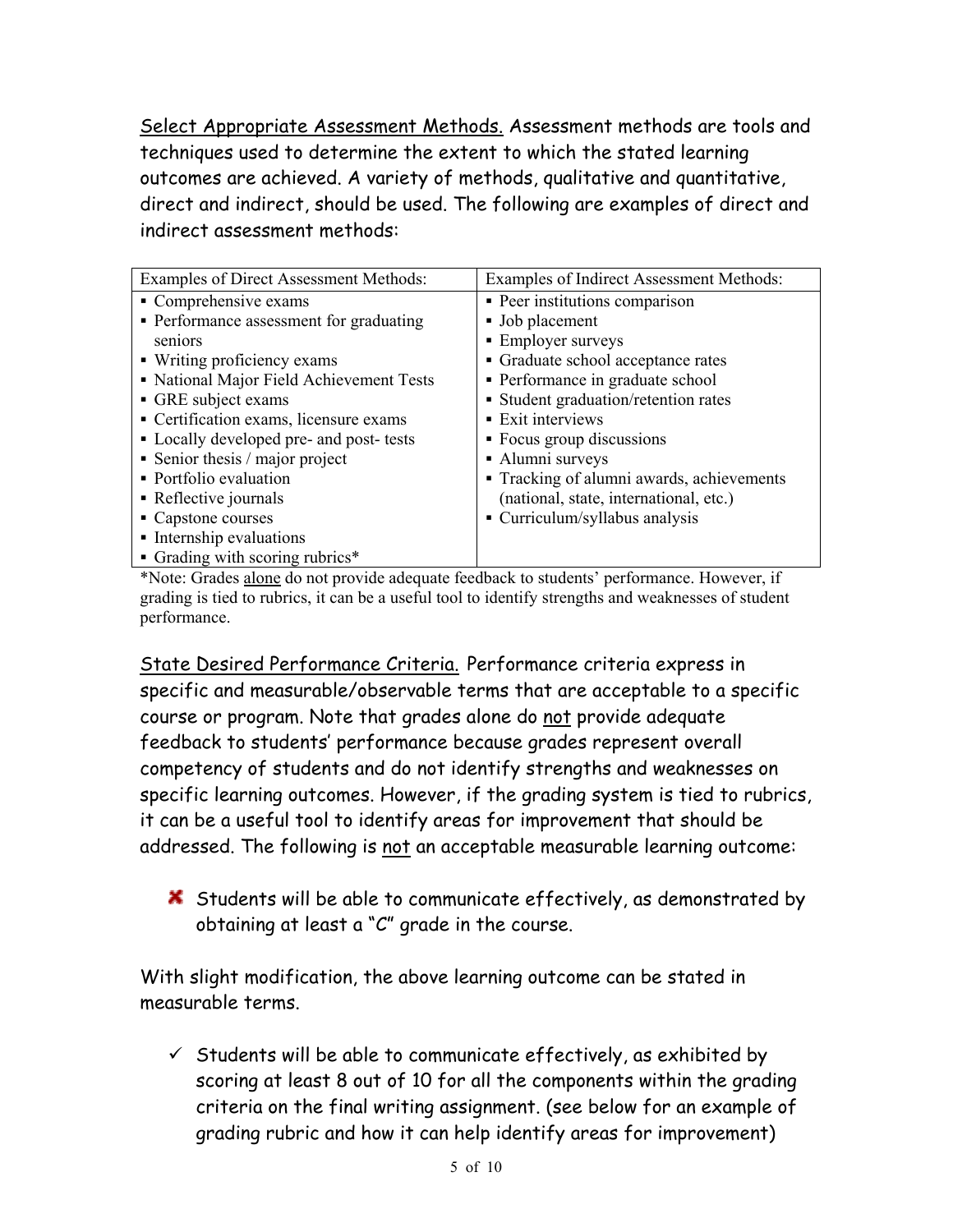<u>Select Appropriate Assessment Methods.</u> Assessment methods are tools and techniques used to determine the extent to which the stated learning outcomes are achieved. A variety of methods, qualitative and quantitative, direct and indirect, should be used. The following are examples of direct and indirect assessment methods:

| Examples of Direct Assessment Methods: | Examples of Indirect Assessment Methods: |
| --- | --- |
| ▪ Comprehensive exams<br>▪ Performance assessment for graduating seniors<br>▪ Writing proficiency exams<br>▪ National Major Field Achievement Tests<br>▪ GRE subject exams<br>▪ Certification exams, licensure exams<br>▪ Locally developed pre- and post- tests<br>▪ Senior thesis / major project<br>▪ Portfolio evaluation<br>▪ Reflective journals<br>▪ Capstone courses<br>▪ Internship evaluations<br>▪ Grading with scoring rubrics* | ▪ Peer institutions comparison<br>▪ Job placement<br>▪ Employer surveys<br>▪ Graduate school acceptance rates<br>▪ Performance in graduate school<br>▪ Student graduation/retention rates<br>▪ Exit interviews<br>▪ Focus group discussions<br>▪ Alumni surveys<br>▪ Tracking of alumni awards, achievements (national, state, international, etc.)<br>▪ Curriculum/syllabus analysis |

*Note: Grades <u>alone</u> do not provide adequate feedback to students' performance. However, if grading is tied to rubrics, it can be a useful tool to identify strengths and weaknesses of student performance.

<u>State Desired Performance Criteria.</u> Performance criteria express in specific and measurable/observable terms that are acceptable to a specific course or program. Note that grades alone do <u>not</u> provide adequate feedback to students' performance because grades represent overall competency of students and do not identify strengths and weaknesses on specific learning outcomes. However, if the grading system is tied to rubrics, it can be a useful tool to identify areas for improvement that should be addressed. The following is <u>not</u> an acceptable measurable learning outcome:

✖ Students will be able to communicate effectively, as demonstrated by obtaining at least a "C" grade in the course.

With slight modification, the above learning outcome can be stated in measurable terms.

✓ Students will be able to communicate effectively, as exhibited by scoring at least 8 out of 10 for all the components within the grading criteria on the final writing assignment. (see below for an example of grading rubric and how it can help identify areas for improvement)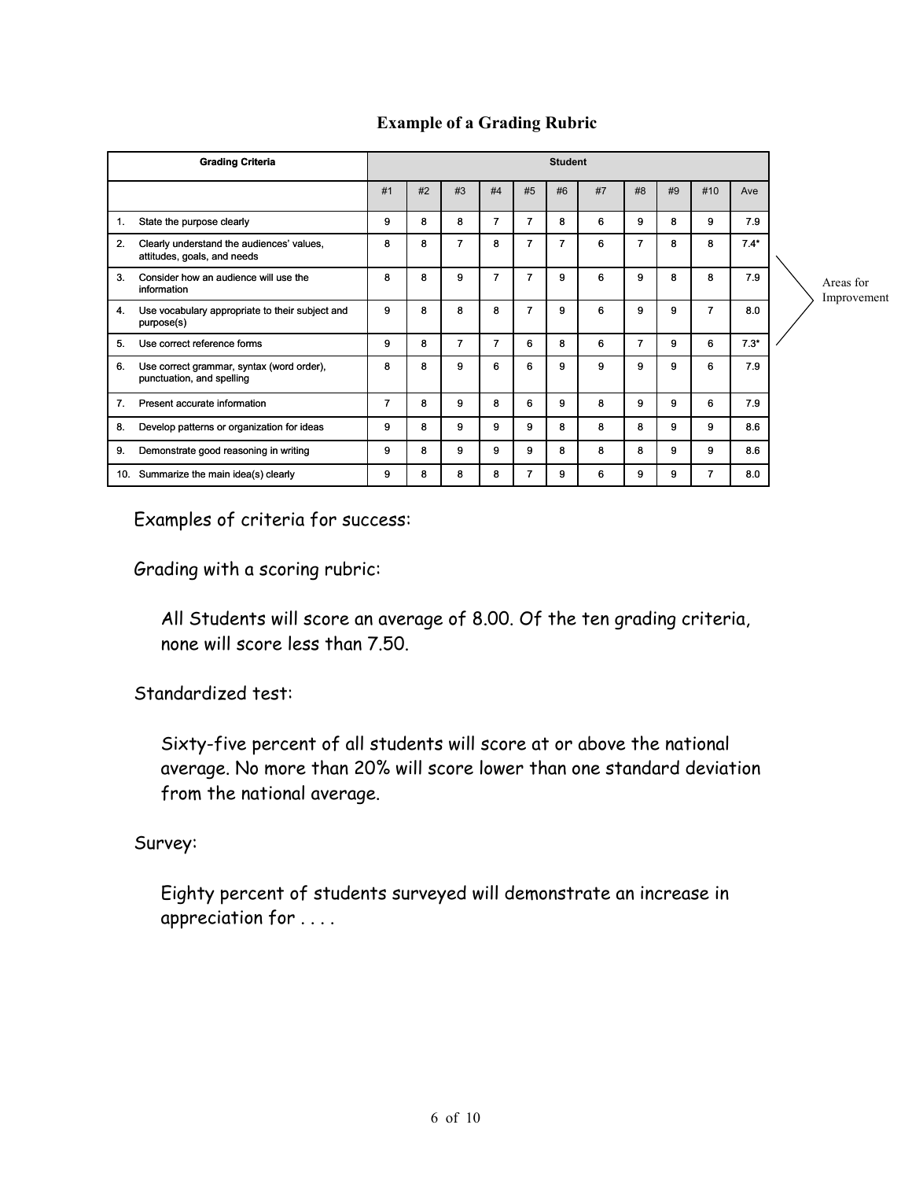## Example of a Grading Rubric

| Grading Criteria | Student | | | | | | | | | | |
|---|---|---|---|---|---|---|---|---|---|---|---|
| | #1 | #2 | #3 | #4 | #5 | #6 | #7 | #8 | #9 | #10 | Ave |
| 1. State the purpose clearly | 9 | 8 | 8 | 7 | 7 | 8 | 6 | 9 | 8 | 9 | 7.9 |
| 2. Clearly understand the audiences' values, attitudes, goals, and needs | 8 | 8 | 7 | 8 | 7 | 7 | 6 | 7 | 8 | 8 | 7.4* |
| 3. Consider how an audience will use the information | 8 | 8 | 9 | 7 | 7 | 9 | 6 | 9 | 8 | 8 | 7.9 |
| 4. Use vocabulary appropriate to their subject and purpose(s) | 9 | 8 | 8 | 8 | 7 | 9 | 6 | 9 | 9 | 7 | 8.0 |
| 5. Use correct reference forms | 9 | 8 | 7 | 7 | 6 | 8 | 6 | 7 | 9 | 6 | 7.3* |
| 6. Use correct grammar, syntax (word order), punctuation, and spelling | 8 | 8 | 9 | 6 | 6 | 9 | 9 | 9 | 9 | 6 | 7.9 |
| 7. Present accurate information | 7 | 8 | 9 | 8 | 6 | 9 | 8 | 9 | 9 | 6 | 7.9 |
| 8. Develop patterns or organization for ideas | 9 | 8 | 9 | 9 | 9 | 8 | 8 | 8 | 9 | 9 | 8.6 |
| 9. Demonstrate good reasoning in writing | 9 | 8 | 9 | 9 | 9 | 8 | 8 | 8 | 9 | 9 | 8.6 |
| 10. Summarize the main idea(s) clearly | 9 | 8 | 8 | 8 | 7 | 9 | 6 | 9 | 9 | 7 | 8.0 |

Areas for Improvement (*)

Examples of criteria for success:

Grading with a scoring rubric:

> All Students will score an average of 8.00. Of the ten grading criteria, none will score less than 7.50.

Standardized test:

> Sixty-five percent of all students will score at or above the national average. No more than 20% will score lower than one standard deviation from the national average.

Survey:

> Eighty percent of students surveyed will demonstrate an increase in appreciation for . . . .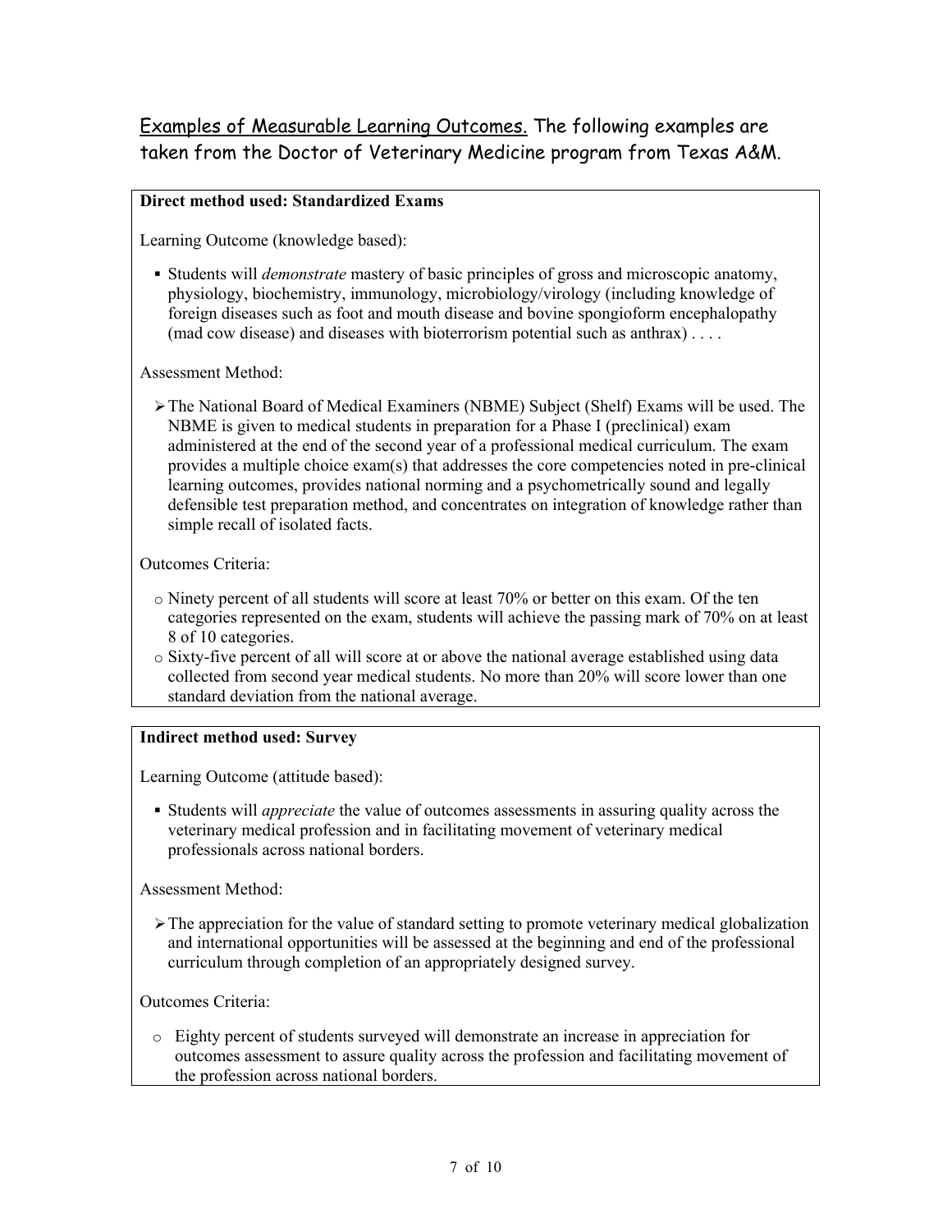<u>Examples of Measurable Learning Outcomes.</u> The following examples are taken from the Doctor of Veterinary Medicine program from Texas A&M.

**Direct method used: Standardized Exams**

Learning Outcome (knowledge based):

- Students will *demonstrate* mastery of basic principles of gross and microscopic anatomy, physiology, biochemistry, immunology, microbiology/virology (including knowledge of foreign diseases such as foot and mouth disease and bovine spongioform encephalopathy (mad cow disease) and diseases with bioterrorism potential such as anthrax) . . . .

Assessment Method:

- The National Board of Medical Examiners (NBME) Subject (Shelf) Exams will be used. The NBME is given to medical students in preparation for a Phase I (preclinical) exam administered at the end of the second year of a professional medical curriculum. The exam provides a multiple choice exam(s) that addresses the core competencies noted in pre-clinical learning outcomes, provides national norming and a psychometrically sound and legally defensible test preparation method, and concentrates on integration of knowledge rather than simple recall of isolated facts.

Outcomes Criteria:

- Ninety percent of all students will score at least 70% or better on this exam. Of the ten categories represented on the exam, students will achieve the passing mark of 70% on at least 8 of 10 categories.
- Sixty-five percent of all will score at or above the national average established using data collected from second year medical students. No more than 20% will score lower than one standard deviation from the national average.

**Indirect method used: Survey**

Learning Outcome (attitude based):

- Students will *appreciate* the value of outcomes assessments in assuring quality across the veterinary medical profession and in facilitating movement of veterinary medical professionals across national borders.

Assessment Method:

- The appreciation for the value of standard setting to promote veterinary medical globalization and international opportunities will be assessed at the beginning and end of the professional curriculum through completion of an appropriately designed survey.

Outcomes Criteria:

- Eighty percent of students surveyed will demonstrate an increase in appreciation for outcomes assessment to assure quality across the profession and facilitating movement of the profession across national borders.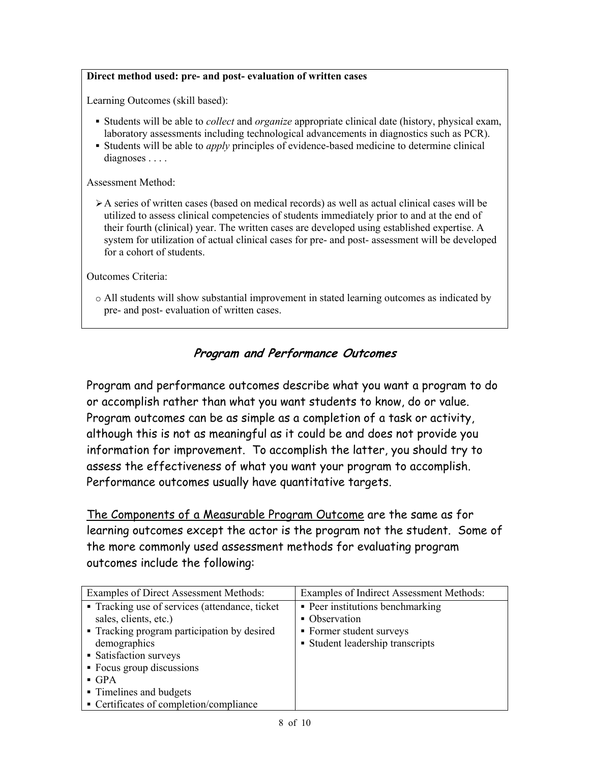**Direct method used: pre- and post- evaluation of written cases**

Learning Outcomes (skill based):

- Students will be able to *collect* and *organize* appropriate clinical date (history, physical exam, laboratory assessments including technological advancements in diagnostics such as PCR).
- Students will be able to *apply* principles of evidence-based medicine to determine clinical diagnoses . . . .

Assessment Method:

- A series of written cases (based on medical records) as well as actual clinical cases will be utilized to assess clinical competencies of students immediately prior to and at the end of their fourth (clinical) year. The written cases are developed using established expertise. A system for utilization of actual clinical cases for pre- and post- assessment will be developed for a cohort of students.

Outcomes Criteria:

- All students will show substantial improvement in stated learning outcomes as indicated by pre- and post- evaluation of written cases.

## Program and Performance Outcomes

Program and performance outcomes describe what you want a program to do or accomplish rather than what you want students to know, do or value. Program outcomes can be as simple as a completion of a task or activity, although this is not as meaningful as it could be and does not provide you information for improvement. To accomplish the latter, you should try to assess the effectiveness of what you want your program to accomplish. Performance outcomes usually have quantitative targets.

<u>The Components of a Measurable Program Outcome</u> are the same as for learning outcomes except the actor is the program not the student. Some of the more commonly used assessment methods for evaluating program outcomes include the following:

| Examples of Direct Assessment Methods: | Examples of Indirect Assessment Methods: |
| --- | --- |
| ▪ Tracking use of services (attendance, ticket sales, clients, etc.)<br>▪ Tracking program participation by desired demographics<br>▪ Satisfaction surveys<br>▪ Focus group discussions<br>▪ GPA<br>▪ Timelines and budgets<br>▪ Certificates of completion/compliance | ▪ Peer institutions benchmarking<br>▪ Observation<br>▪ Former student surveys<br>▪ Student leadership transcripts |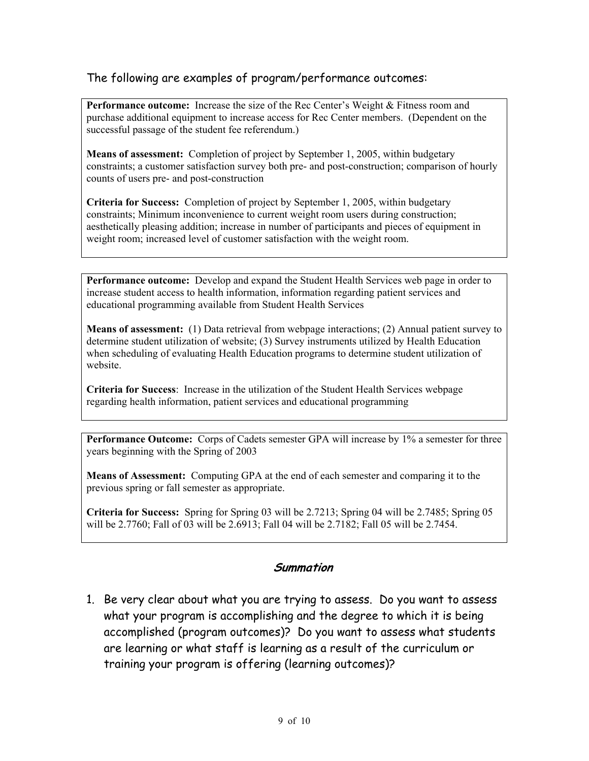The following are examples of program/performance outcomes:

**Performance outcome:** Increase the size of the Rec Center's Weight & Fitness room and purchase additional equipment to increase access for Rec Center members. (Dependent on the successful passage of the student fee referendum.)

**Means of assessment:** Completion of project by September 1, 2005, within budgetary constraints; a customer satisfaction survey both pre- and post-construction; comparison of hourly counts of users pre- and post-construction

**Criteria for Success:** Completion of project by September 1, 2005, within budgetary constraints; Minimum inconvenience to current weight room users during construction; aesthetically pleasing addition; increase in number of participants and pieces of equipment in weight room; increased level of customer satisfaction with the weight room.

---

**Performance outcome:** Develop and expand the Student Health Services web page in order to increase student access to health information, information regarding patient services and educational programming available from Student Health Services

**Means of assessment:** (1) Data retrieval from webpage interactions; (2) Annual patient survey to determine student utilization of website; (3) Survey instruments utilized by Health Education when scheduling of evaluating Health Education programs to determine student utilization of website.

**Criteria for Success**: Increase in the utilization of the Student Health Services webpage regarding health information, patient services and educational programming

---

**Performance Outcome:** Corps of Cadets semester GPA will increase by 1% a semester for three years beginning with the Spring of 2003

**Means of Assessment:** Computing GPA at the end of each semester and comparing it to the previous spring or fall semester as appropriate.

**Criteria for Success:** Spring for Spring 03 will be 2.7213; Spring 04 will be 2.7485; Spring 05 will be 2.7760; Fall of 03 will be 2.6913; Fall 04 will be 2.7182; Fall 05 will be 2.7454.

## *Summation*

1. Be very clear about what you are trying to assess. Do you want to assess what your program is accomplishing and the degree to which it is being accomplished (program outcomes)? Do you want to assess what students are learning or what staff is learning as a result of the curriculum or training your program is offering (learning outcomes)?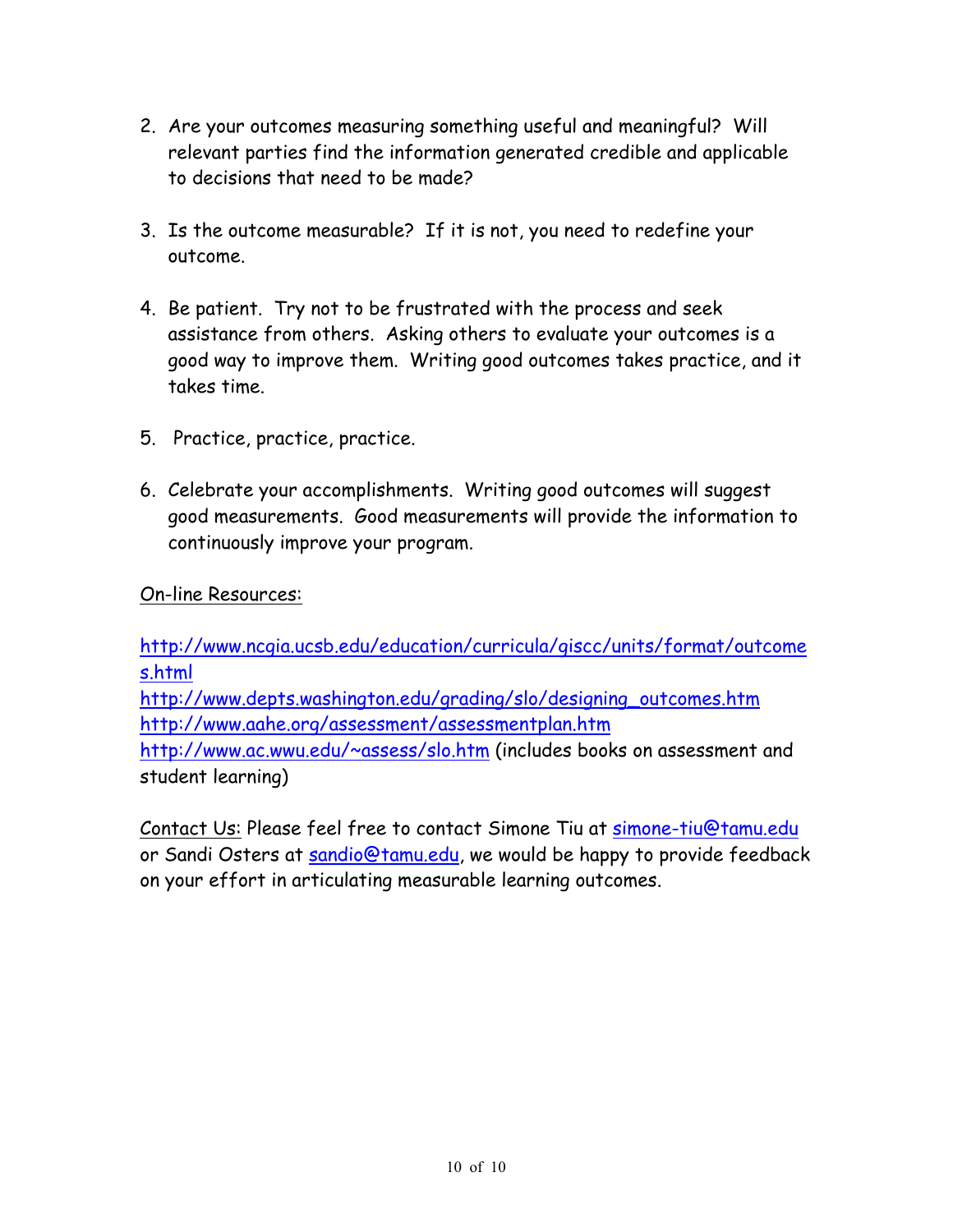2. Are your outcomes measuring something useful and meaningful? Will relevant parties find the information generated credible and applicable to decisions that need to be made?

3. Is the outcome measurable? If it is not, you need to redefine your outcome.

4. Be patient. Try not to be frustrated with the process and seek assistance from others. Asking others to evaluate your outcomes is a good way to improve them. Writing good outcomes takes practice, and it takes time.

5. Practice, practice, practice.

6. Celebrate your accomplishments. Writing good outcomes will suggest good measurements. Good measurements will provide the information to continuously improve your program.

On-line Resources:

http://www.ncgia.ucsb.edu/education/curricula/giscc/units/format/outcomes.html
http://www.depts.washington.edu/grading/slo/designing_outcomes.htm
http://www.aahe.org/assessment/assessmentplan.htm
http://www.ac.wwu.edu/~assess/slo.htm (includes books on assessment and student learning)

Contact Us: Please feel free to contact Simone Tiu at simone-tiu@tamu.edu or Sandi Osters at sandio@tamu.edu, we would be happy to provide feedback on your effort in articulating measurable learning outcomes.